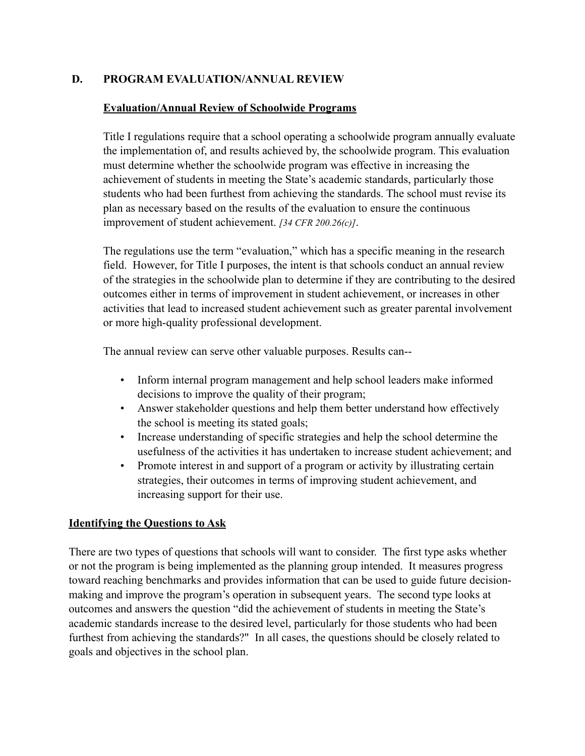## D. PROGRAM EVALUATION/ANNUAL REVIEW

### Evaluation/Annual Review of Schoolwide Programs

Title I regulations require that a school operating a schoolwide program annually evaluate the implementation of, and results achieved by, the schoolwide program. This evaluation must determine whether the schoolwide program was effective in increasing the achievement of students in meeting the State's academic standards, particularly those students who had been furthest from achieving the standards. The school must revise its plan as necessary based on the results of the evaluation to ensure the continuous improvement of student achievement. *[34 CFR 200.26(c)]*.

The regulations use the term "evaluation," which has a specific meaning in the research field. However, for Title I purposes, the intent is that schools conduct an annual review of the strategies in the schoolwide plan to determine if they are contributing to the desired outcomes either in terms of improvement in student achievement, or increases in other activities that lead to increased student achievement such as greater parental involvement or more high-quality professional development.

The annual review can serve other valuable purposes. Results can--

- Inform internal program management and help school leaders make informed decisions to improve the quality of their program;
- Answer stakeholder questions and help them better understand how effectively the school is meeting its stated goals;
- Increase understanding of specific strategies and help the school determine the usefulness of the activities it has undertaken to increase student achievement; and
- Promote interest in and support of a program or activity by illustrating certain strategies, their outcomes in terms of improving student achievement, and increasing support for their use.

### Identifying the Questions to Ask

There are two types of questions that schools will want to consider. The first type asks whether or not the program is being implemented as the planning group intended. It measures progress toward reaching benchmarks and provides information that can be used to guide future decision-making and improve the program's operation in subsequent years. The second type looks at outcomes and answers the question "did the achievement of students in meeting the State's academic standards increase to the desired level, particularly for those students who had been furthest from achieving the standards?" In all cases, the questions should be closely related to goals and objectives in the school plan.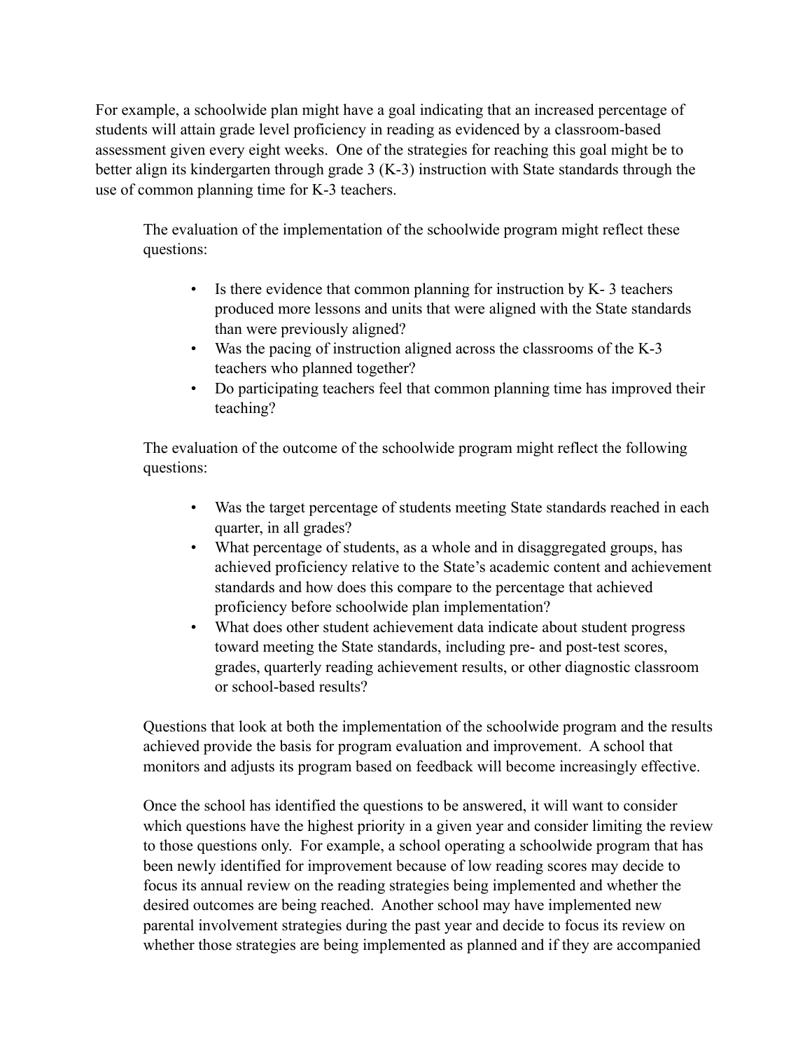For example, a schoolwide plan might have a goal indicating that an increased percentage of students will attain grade level proficiency in reading as evidenced by a classroom-based assessment given every eight weeks. One of the strategies for reaching this goal might be to better align its kindergarten through grade 3 (K-3) instruction with State standards through the use of common planning time for K-3 teachers.

The evaluation of the implementation of the schoolwide program might reflect these questions:

- Is there evidence that common planning for instruction by K- 3 teachers produced more lessons and units that were aligned with the State standards than were previously aligned?
- Was the pacing of instruction aligned across the classrooms of the K-3 teachers who planned together?
- Do participating teachers feel that common planning time has improved their teaching?

The evaluation of the outcome of the schoolwide program might reflect the following questions:

- Was the target percentage of students meeting State standards reached in each quarter, in all grades?
- What percentage of students, as a whole and in disaggregated groups, has achieved proficiency relative to the State's academic content and achievement standards and how does this compare to the percentage that achieved proficiency before schoolwide plan implementation?
- What does other student achievement data indicate about student progress toward meeting the State standards, including pre- and post-test scores, grades, quarterly reading achievement results, or other diagnostic classroom or school-based results?

Questions that look at both the implementation of the schoolwide program and the results achieved provide the basis for program evaluation and improvement. A school that monitors and adjusts its program based on feedback will become increasingly effective.

Once the school has identified the questions to be answered, it will want to consider which questions have the highest priority in a given year and consider limiting the review to those questions only. For example, a school operating a schoolwide program that has been newly identified for improvement because of low reading scores may decide to focus its annual review on the reading strategies being implemented and whether the desired outcomes are being reached. Another school may have implemented new parental involvement strategies during the past year and decide to focus its review on whether those strategies are being implemented as planned and if they are accompanied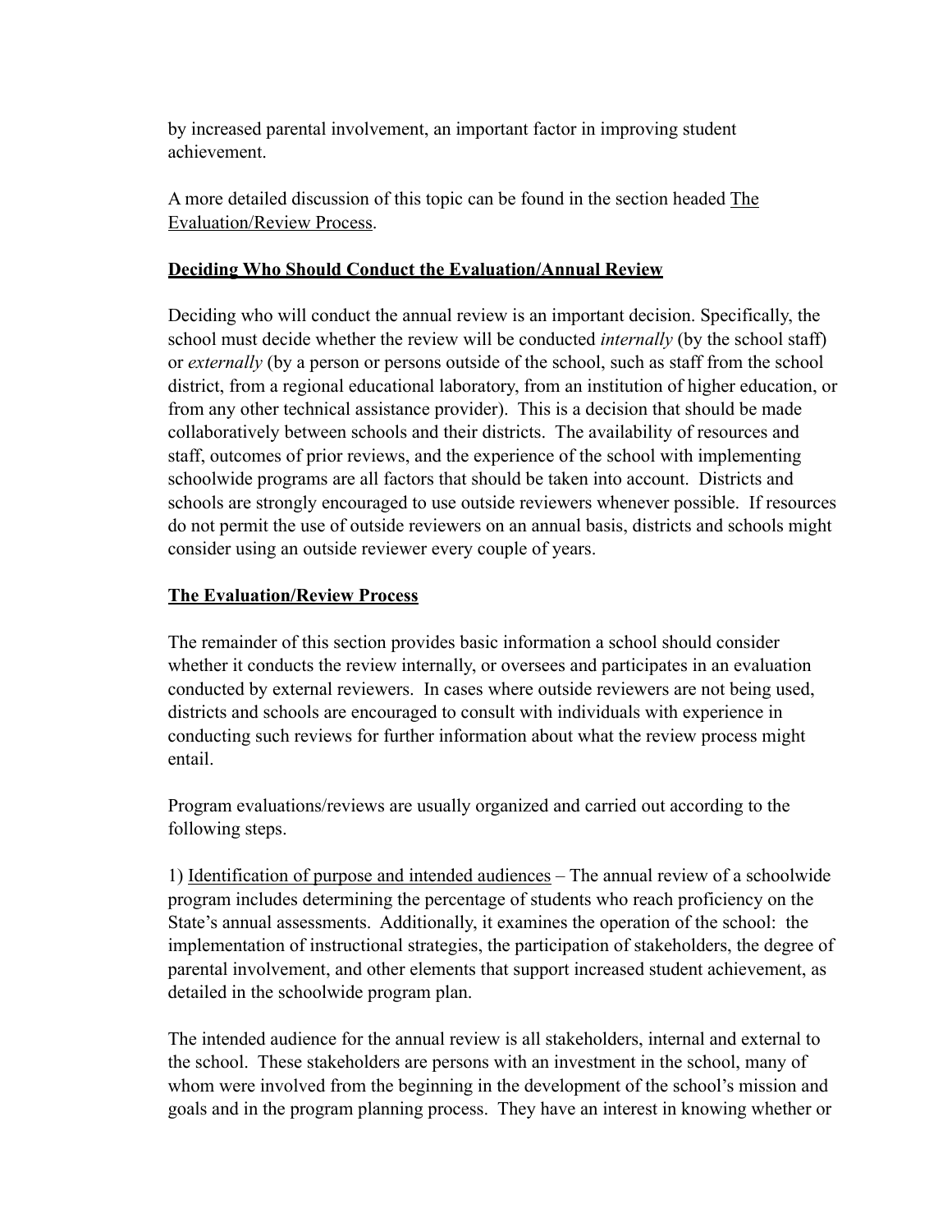by increased parental involvement, an important factor in improving student achievement.

A more detailed discussion of this topic can be found in the section headed The Evaluation/Review Process.

## Deciding Who Should Conduct the Evaluation/Annual Review

Deciding who will conduct the annual review is an important decision. Specifically, the school must decide whether the review will be conducted *internally* (by the school staff) or *externally* (by a person or persons outside of the school, such as staff from the school district, from a regional educational laboratory, from an institution of higher education, or from any other technical assistance provider). This is a decision that should be made collaboratively between schools and their districts. The availability of resources and staff, outcomes of prior reviews, and the experience of the school with implementing schoolwide programs are all factors that should be taken into account. Districts and schools are strongly encouraged to use outside reviewers whenever possible. If resources do not permit the use of outside reviewers on an annual basis, districts and schools might consider using an outside reviewer every couple of years.

## The Evaluation/Review Process

The remainder of this section provides basic information a school should consider whether it conducts the review internally, or oversees and participates in an evaluation conducted by external reviewers. In cases where outside reviewers are not being used, districts and schools are encouraged to consult with individuals with experience in conducting such reviews for further information about what the review process might entail.

Program evaluations/reviews are usually organized and carried out according to the following steps.

1) Identification of purpose and intended audiences – The annual review of a schoolwide program includes determining the percentage of students who reach proficiency on the State's annual assessments. Additionally, it examines the operation of the school: the implementation of instructional strategies, the participation of stakeholders, the degree of parental involvement, and other elements that support increased student achievement, as detailed in the schoolwide program plan.

The intended audience for the annual review is all stakeholders, internal and external to the school. These stakeholders are persons with an investment in the school, many of whom were involved from the beginning in the development of the school's mission and goals and in the program planning process. They have an interest in knowing whether or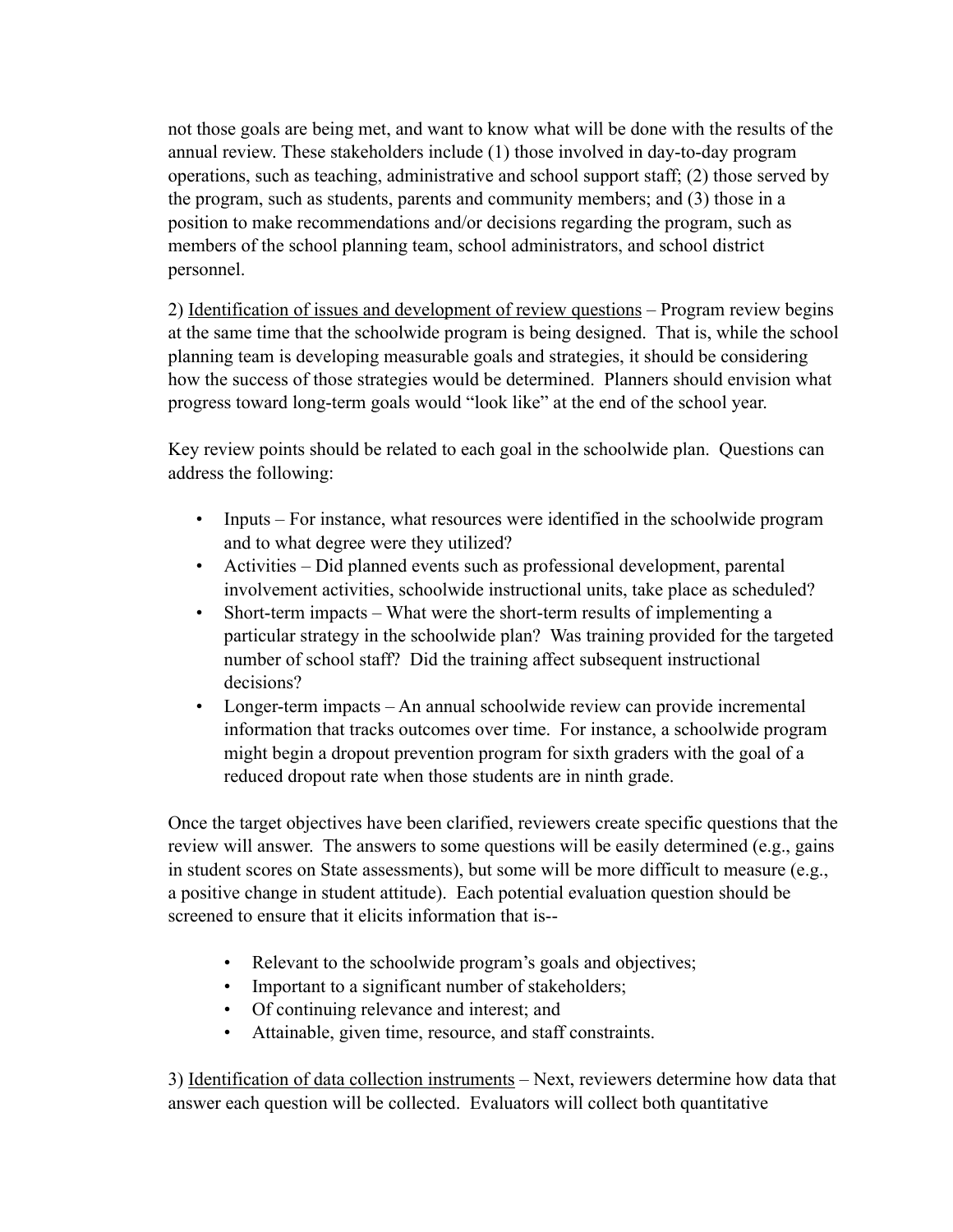not those goals are being met, and want to know what will be done with the results of the annual review. These stakeholders include (1) those involved in day-to-day program operations, such as teaching, administrative and school support staff; (2) those served by the program, such as students, parents and community members; and (3) those in a position to make recommendations and/or decisions regarding the program, such as members of the school planning team, school administrators, and school district personnel.

2) <u>Identification of issues and development of review questions</u> – Program review begins at the same time that the schoolwide program is being designed. That is, while the school planning team is developing measurable goals and strategies, it should be considering how the success of those strategies would be determined. Planners should envision what progress toward long-term goals would "look like" at the end of the school year.

Key review points should be related to each goal in the schoolwide plan. Questions can address the following:

- Inputs – For instance, what resources were identified in the schoolwide program and to what degree were they utilized?
- Activities – Did planned events such as professional development, parental involvement activities, schoolwide instructional units, take place as scheduled?
- Short-term impacts – What were the short-term results of implementing a particular strategy in the schoolwide plan? Was training provided for the targeted number of school staff? Did the training affect subsequent instructional decisions?
- Longer-term impacts – An annual schoolwide review can provide incremental information that tracks outcomes over time. For instance, a schoolwide program might begin a dropout prevention program for sixth graders with the goal of a reduced dropout rate when those students are in ninth grade.

Once the target objectives have been clarified, reviewers create specific questions that the review will answer. The answers to some questions will be easily determined (e.g., gains in student scores on State assessments), but some will be more difficult to measure (e.g., a positive change in student attitude). Each potential evaluation question should be screened to ensure that it elicits information that is--

- Relevant to the schoolwide program's goals and objectives;
- Important to a significant number of stakeholders;
- Of continuing relevance and interest; and
- Attainable, given time, resource, and staff constraints.

3) <u>Identification of data collection instruments</u> – Next, reviewers determine how data that answer each question will be collected. Evaluators will collect both quantitative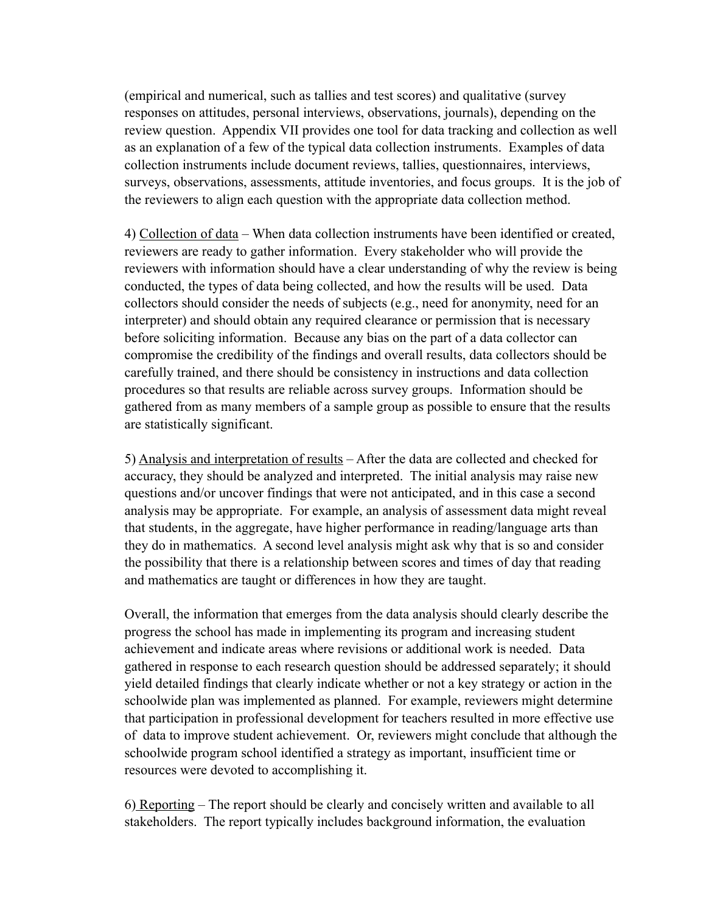(empirical and numerical, such as tallies and test scores) and qualitative (survey responses on attitudes, personal interviews, observations, journals), depending on the review question. Appendix VII provides one tool for data tracking and collection as well as an explanation of a few of the typical data collection instruments. Examples of data collection instruments include document reviews, tallies, questionnaires, interviews, surveys, observations, assessments, attitude inventories, and focus groups. It is the job of the reviewers to align each question with the appropriate data collection method.

4) <u>Collection of data</u> – When data collection instruments have been identified or created, reviewers are ready to gather information. Every stakeholder who will provide the reviewers with information should have a clear understanding of why the review is being conducted, the types of data being collected, and how the results will be used. Data collectors should consider the needs of subjects (e.g., need for anonymity, need for an interpreter) and should obtain any required clearance or permission that is necessary before soliciting information. Because any bias on the part of a data collector can compromise the credibility of the findings and overall results, data collectors should be carefully trained, and there should be consistency in instructions and data collection procedures so that results are reliable across survey groups. Information should be gathered from as many members of a sample group as possible to ensure that the results are statistically significant.

5) <u>Analysis and interpretation of results</u> – After the data are collected and checked for accuracy, they should be analyzed and interpreted. The initial analysis may raise new questions and/or uncover findings that were not anticipated, and in this case a second analysis may be appropriate. For example, an analysis of assessment data might reveal that students, in the aggregate, have higher performance in reading/language arts than they do in mathematics. A second level analysis might ask why that is so and consider the possibility that there is a relationship between scores and times of day that reading and mathematics are taught or differences in how they are taught.

Overall, the information that emerges from the data analysis should clearly describe the progress the school has made in implementing its program and increasing student achievement and indicate areas where revisions or additional work is needed. Data gathered in response to each research question should be addressed separately; it should yield detailed findings that clearly indicate whether or not a key strategy or action in the schoolwide plan was implemented as planned. For example, reviewers might determine that participation in professional development for teachers resulted in more effective use of data to improve student achievement. Or, reviewers might conclude that although the schoolwide program school identified a strategy as important, insufficient time or resources were devoted to accomplishing it.

6) <u>Reporting</u> – The report should be clearly and concisely written and available to all stakeholders. The report typically includes background information, the evaluation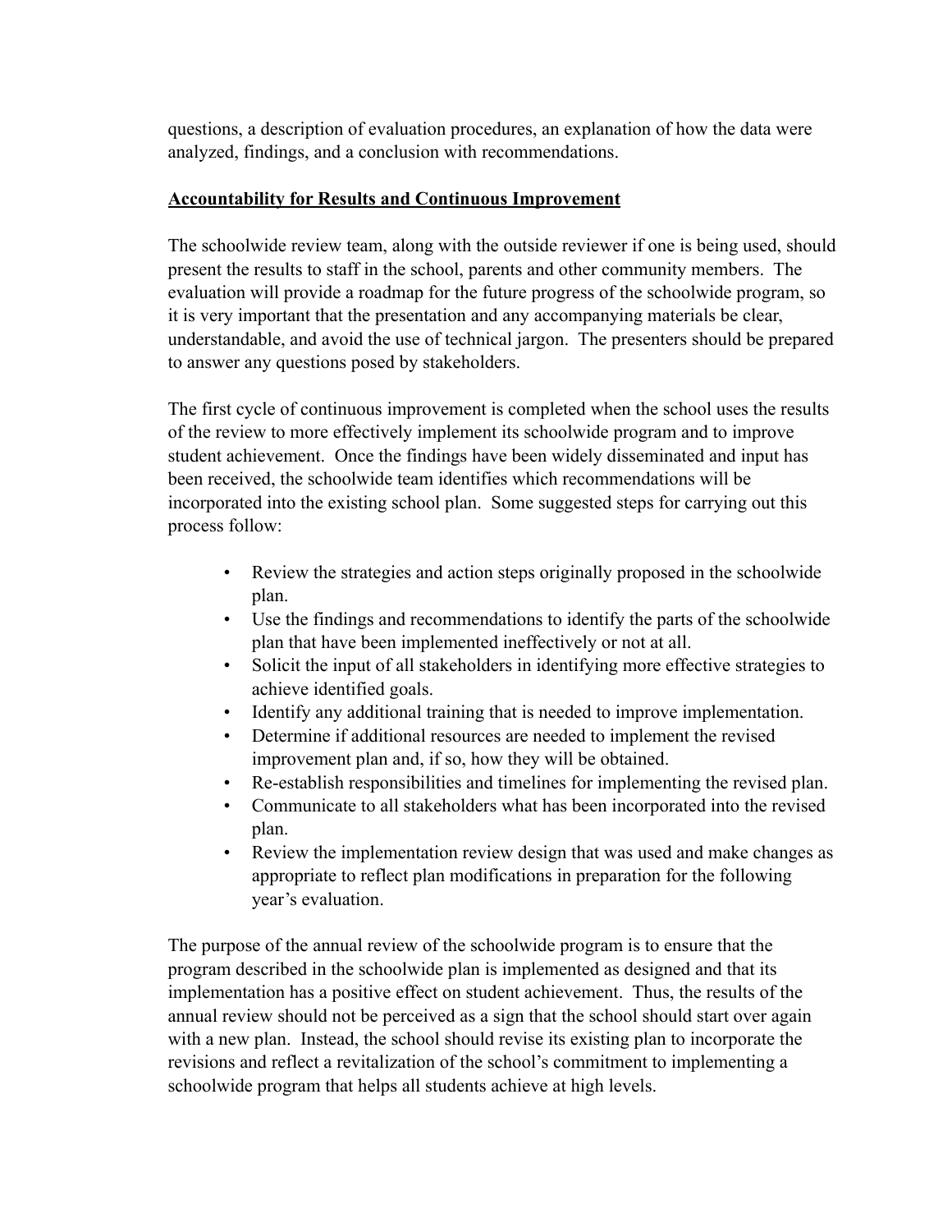questions, a description of evaluation procedures, an explanation of how the data were analyzed, findings, and a conclusion with recommendations.

**Accountability for Results and Continuous Improvement**

The schoolwide review team, along with the outside reviewer if one is being used, should present the results to staff in the school, parents and other community members. The evaluation will provide a roadmap for the future progress of the schoolwide program, so it is very important that the presentation and any accompanying materials be clear, understandable, and avoid the use of technical jargon. The presenters should be prepared to answer any questions posed by stakeholders.

The first cycle of continuous improvement is completed when the school uses the results of the review to more effectively implement its schoolwide program and to improve student achievement. Once the findings have been widely disseminated and input has been received, the schoolwide team identifies which recommendations will be incorporated into the existing school plan. Some suggested steps for carrying out this process follow:

- Review the strategies and action steps originally proposed in the schoolwide plan.
- Use the findings and recommendations to identify the parts of the schoolwide plan that have been implemented ineffectively or not at all.
- Solicit the input of all stakeholders in identifying more effective strategies to achieve identified goals.
- Identify any additional training that is needed to improve implementation.
- Determine if additional resources are needed to implement the revised improvement plan and, if so, how they will be obtained.
- Re-establish responsibilities and timelines for implementing the revised plan.
- Communicate to all stakeholders what has been incorporated into the revised plan.
- Review the implementation review design that was used and make changes as appropriate to reflect plan modifications in preparation for the following year's evaluation.

The purpose of the annual review of the schoolwide program is to ensure that the program described in the schoolwide plan is implemented as designed and that its implementation has a positive effect on student achievement. Thus, the results of the annual review should not be perceived as a sign that the school should start over again with a new plan. Instead, the school should revise its existing plan to incorporate the revisions and reflect a revitalization of the school's commitment to implementing a schoolwide program that helps all students achieve at high levels.